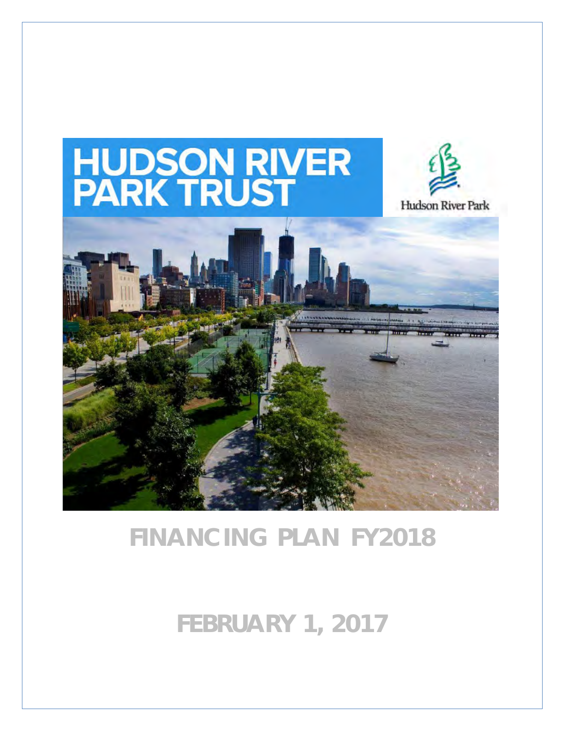# HUDSON RIVER PARK TRUST

Hudson River Park

## FINANCING PLAN FY2018

## FEBRUARY 1, 2017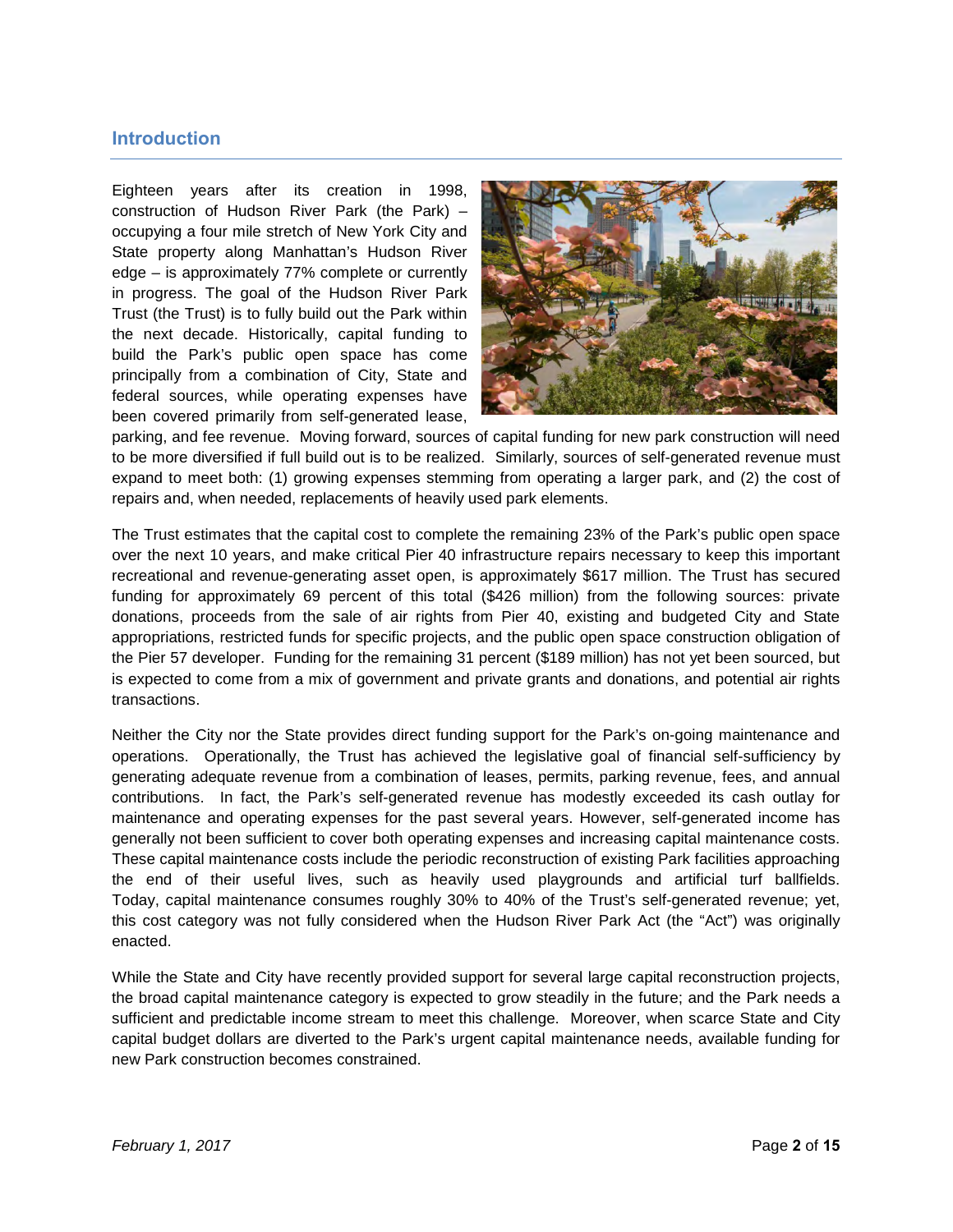## Introduction

Eighteen years after its creation in 1998, construction of Hudson River Park (the Park) – occupying a four mile stretch of New York City and State property along Manhattan's Hudson River edge – is approximately 77% complete or currently in progress. The goal of the Hudson River Park Trust (the Trust) is to fully build out the Park within the next decade. Historically, capital funding to build the Park's public open space has come principally from a combination of City, State and federal sources, while operating expenses have been covered primarily from self-generated lease, parking, and fee revenue. Moving forward, sources of capital funding for new park construction will need to be more diversified if full build out is to be realized. Similarly, sources of self-generated revenue must expand to meet both: (1) growing expenses stemming from operating a larger park, and (2) the cost of repairs and, when needed, replacements of heavily used park elements.

The Trust estimates that the capital cost to complete the remaining 23% of the Park's public open space over the next 10 years, and make critical Pier 40 infrastructure repairs necessary to keep this important recreational and revenue-generating asset open, is approximately $617 million. The Trust has secured funding for approximately 69 percent of this total ($426 million) from the following sources: private donations, proceeds from the sale of air rights from Pier 40, existing and budgeted City and State appropriations, restricted funds for specific projects, and the public open space construction obligation of the Pier 57 developer. Funding for the remaining 31 percent ($189 million) has not yet been sourced, but is expected to come from a mix of government and private grants and donations, and potential air rights transactions.

Neither the City nor the State provides direct funding support for the Park's on-going maintenance and operations. Operationally, the Trust has achieved the legislative goal of financial self-sufficiency by generating adequate revenue from a combination of leases, permits, parking revenue, fees, and annual contributions. In fact, the Park's self-generated revenue has modestly exceeded its cash outlay for maintenance and operating expenses for the past several years. However, self-generated income has generally not been sufficient to cover both operating expenses and increasing capital maintenance costs. These capital maintenance costs include the periodic reconstruction of existing Park facilities approaching the end of their useful lives, such as heavily used playgrounds and artificial turf ballfields. Today, capital maintenance consumes roughly 30% to 40% of the Trust's self-generated revenue; yet, this cost category was not fully considered when the Hudson River Park Act (the "Act") was originally enacted.

While the State and City have recently provided support for several large capital reconstruction projects, the broad capital maintenance category is expected to grow steadily in the future; and the Park needs a sufficient and predictable income stream to meet this challenge. Moreover, when scarce State and City capital budget dollars are diverted to the Park's urgent capital maintenance needs, available funding for new Park construction becomes constrained.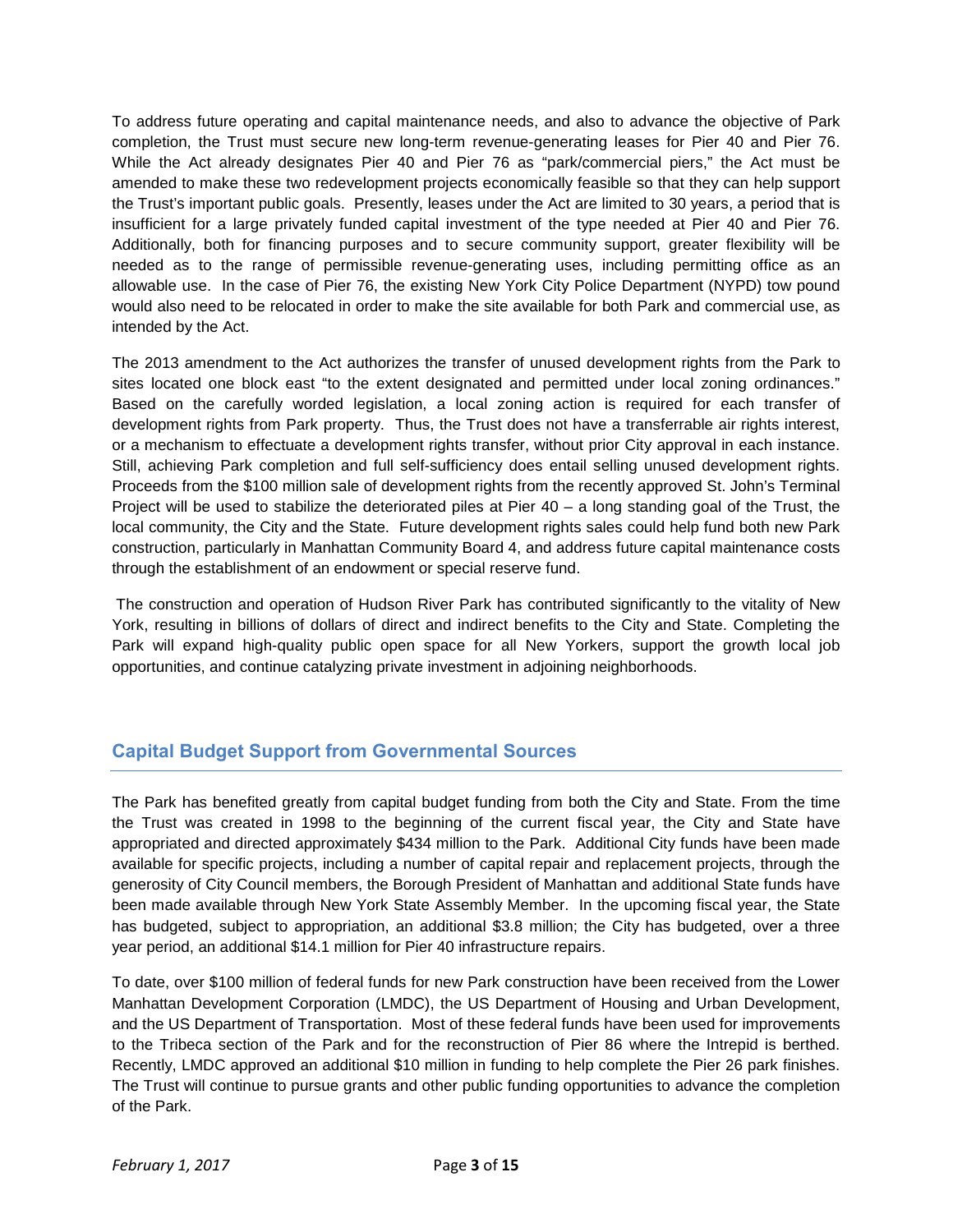To address future operating and capital maintenance needs, and also to advance the objective of Park completion, the Trust must secure new long-term revenue-generating leases for Pier 40 and Pier 76. While the Act already designates Pier 40 and Pier 76 as "park/commercial piers," the Act must be amended to make these two redevelopment projects economically feasible so that they can help support the Trust's important public goals. Presently, leases under the Act are limited to 30 years, a period that is insufficient for a large privately funded capital investment of the type needed at Pier 40 and Pier 76. Additionally, both for financing purposes and to secure community support, greater flexibility will be needed as to the range of permissible revenue-generating uses, including permitting office as an allowable use. In the case of Pier 76, the existing New York City Police Department (NYPD) tow pound would also need to be relocated in order to make the site available for both Park and commercial use, as intended by the Act.

The 2013 amendment to the Act authorizes the transfer of unused development rights from the Park to sites located one block east "to the extent designated and permitted under local zoning ordinances." Based on the carefully worded legislation, a local zoning action is required for each transfer of development rights from Park property. Thus, the Trust does not have a transferrable air rights interest, or a mechanism to effectuate a development rights transfer, without prior City approval in each instance. Still, achieving Park completion and full self-sufficiency does entail selling unused development rights. Proceeds from the $100 million sale of development rights from the recently approved St. John's Terminal Project will be used to stabilize the deteriorated piles at Pier 40 – a long standing goal of the Trust, the local community, the City and the State. Future development rights sales could help fund both new Park construction, particularly in Manhattan Community Board 4, and address future capital maintenance costs through the establishment of an endowment or special reserve fund.

The construction and operation of Hudson River Park has contributed significantly to the vitality of New York, resulting in billions of dollars of direct and indirect benefits to the City and State. Completing the Park will expand high-quality public open space for all New Yorkers, support the growth local job opportunities, and continue catalyzing private investment in adjoining neighborhoods.

## Capital Budget Support from Governmental Sources

The Park has benefited greatly from capital budget funding from both the City and State. From the time the Trust was created in 1998 to the beginning of the current fiscal year, the City and State have appropriated and directed approximately $434 million to the Park. Additional City funds have been made available for specific projects, including a number of capital repair and replacement projects, through the generosity of City Council members, the Borough President of Manhattan and additional State funds have been made available through New York State Assembly Member. In the upcoming fiscal year, the State has budgeted, subject to appropriation, an additional $3.8 million; the City has budgeted, over a three year period, an additional $14.1 million for Pier 40 infrastructure repairs.

To date, over $100 million of federal funds for new Park construction have been received from the Lower Manhattan Development Corporation (LMDC), the US Department of Housing and Urban Development, and the US Department of Transportation. Most of these federal funds have been used for improvements to the Tribeca section of the Park and for the reconstruction of Pier 86 where the Intrepid is berthed. Recently, LMDC approved an additional $10 million in funding to help complete the Pier 26 park finishes. The Trust will continue to pursue grants and other public funding opportunities to advance the completion of the Park.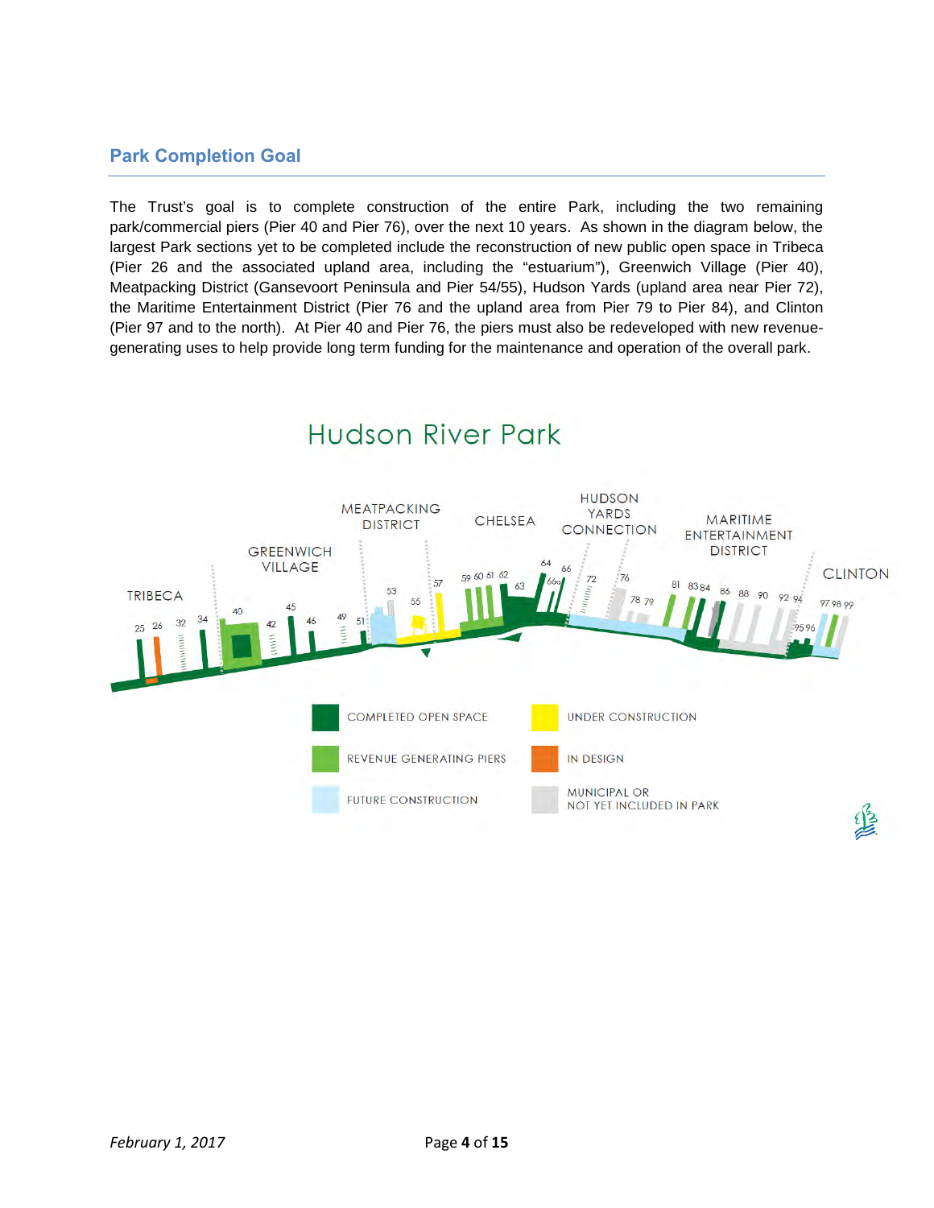## Park Completion Goal

The Trust's goal is to complete construction of the entire Park, including the two remaining park/commercial piers (Pier 40 and Pier 76), over the next 10 years. As shown in the diagram below, the largest Park sections yet to be completed include the reconstruction of new public open space in Tribeca (Pier 26 and the associated upland area, including the "estuarium"), Greenwich Village (Pier 40), Meatpacking District (Gansevoort Peninsula and Pier 54/55), Hudson Yards (upland area near Pier 72), the Maritime Entertainment District (Pier 76 and the upland area from Pier 79 to Pier 84), and Clinton (Pier 97 and to the north). At Pier 40 and Pier 76, the piers must also be redeveloped with new revenue-generating uses to help provide long term funding for the maintenance and operation of the overall park.

Hudson River Park

TRIBECA — GREENWICH VILLAGE — MEATPACKING DISTRICT — CHELSEA — HUDSON YARDS CONNECTION — MARITIME ENTERTAINMENT DISTRICT — CLINTON

- COMPLETED OPEN SPACE
- REVENUE GENERATING PIERS
- FUTURE CONSTRUCTION
- UNDER CONSTRUCTION
- IN DESIGN
- MUNICIPAL OR NOT YET INCLUDED IN PARK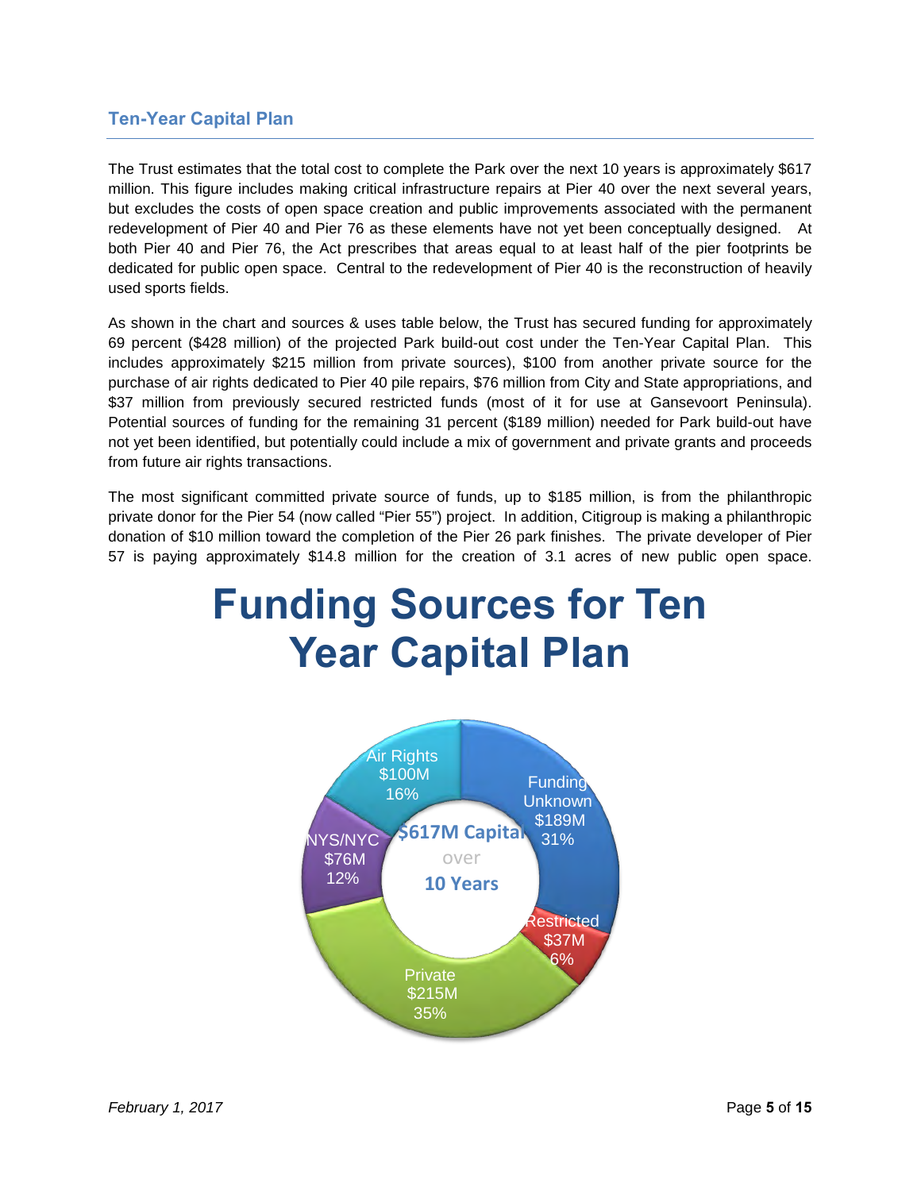## Ten-Year Capital Plan

The Trust estimates that the total cost to complete the Park over the next 10 years is approximately $617 million. This figure includes making critical infrastructure repairs at Pier 40 over the next several years, but excludes the costs of open space creation and public improvements associated with the permanent redevelopment of Pier 40 and Pier 76 as these elements have not yet been conceptually designed. At both Pier 40 and Pier 76, the Act prescribes that areas equal to at least half of the pier footprints be dedicated for public open space. Central to the redevelopment of Pier 40 is the reconstruction of heavily used sports fields.

As shown in the chart and sources & uses table below, the Trust has secured funding for approximately 69 percent ($428 million) of the projected Park build-out cost under the Ten-Year Capital Plan. This includes approximately $215 million from private sources), $100 from another private source for the purchase of air rights dedicated to Pier 40 pile repairs, $76 million from City and State appropriations, and $37 million from previously secured restricted funds (most of it for use at Gansevoort Peninsula). Potential sources of funding for the remaining 31 percent ($189 million) needed for Park build-out have not yet been identified, but potentially could include a mix of government and private grants and proceeds from future air rights transactions.

The most significant committed private source of funds, up to $185 million, is from the philanthropic private donor for the Pier 54 (now called "Pier 55") project. In addition, Citigroup is making a philanthropic donation of $10 million toward the completion of the Pier 26 park finishes. The private developer of Pier 57 is paying approximately $14.8 million for the creation of 3.1 acres of new public open space.

# Funding Sources for Ten Year Capital Plan

$617M Capital over 10 Years

| Source | Amount | Percent |
|---|---|---|
| Funding Unknown | $189M | 31% |
| Restricted | $37M | 6% |
| Private | $215M | 35% |
| NYS/NYC | $76M | 12% |
| Air Rights | $100M | 16% |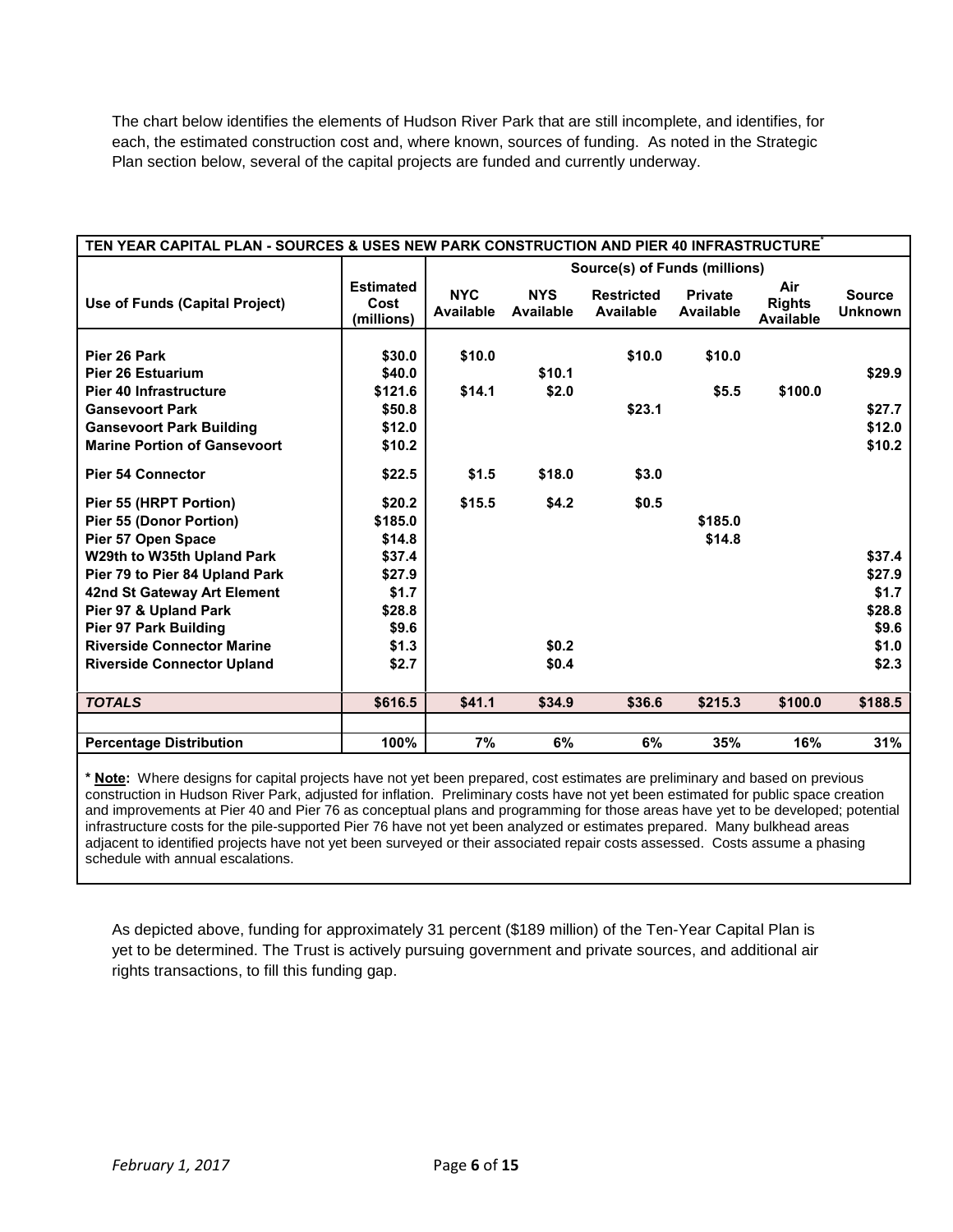The chart below identifies the elements of Hudson River Park that are still incomplete, and identifies, for each, the estimated construction cost and, where known, sources of funding. As noted in the Strategic Plan section below, several of the capital projects are funded and currently underway.

**TEN YEAR CAPITAL PLAN - SOURCES & USES NEW PARK CONSTRUCTION AND PIER 40 INFRASTRUCTURE***

| Use of Funds (Capital Project) | Estimated Cost (millions) | Source(s) of Funds (millions) | | | | | |
|---|---|---|---|---|---|---|---|
| | | NYC Available | NYS Available | Restricted Available | Private Available | Air Rights Available | Source Unknown |
| **Pier 26 Park** | **$30.0** | **$10.0** | | **$10.0** | **$10.0** | | |
| **Pier 26 Estuarium** | **$40.0** | | **$10.1** | | | | **$29.9** |
| **Pier 40 Infrastructure** | **$121.6** | **$14.1** | **$2.0** | | **$5.5** | **$100.0** | |
| **Gansevoort Park** | **$50.8** | | | **$23.1** | | | **$27.7** |
| **Gansevoort Park Building** | **$12.0** | | | | | | **$12.0** |
| **Marine Portion of Gansevoort** | **$10.2** | | | | | | **$10.2** |
| **Pier 54 Connector** | **$22.5** | **$1.5** | **$18.0** | **$3.0** | | | |
| **Pier 55 (HRPT Portion)** | **$20.2** | **$15.5** | **$4.2** | **$0.5** | | | |
| **Pier 55 (Donor Portion)** | **$185.0** | | | | **$185.0** | | |
| **Pier 57 Open Space** | **$14.8** | | | | **$14.8** | | |
| **W29th to W35th Upland Park** | **$37.4** | | | | | | **$37.4** |
| **Pier 79 to Pier 84 Upland Park** | **$27.9** | | | | | | **$27.9** |
| **42nd St Gateway Art Element** | **$1.7** | | | | | | **$1.7** |
| **Pier 97 & Upland Park** | **$28.8** | | | | | | **$28.8** |
| **Pier 97 Park Building** | **$9.6** | | | | | | **$9.6** |
| **Riverside Connector Marine** | **$1.3** | | **$0.2** | | | | **$1.0** |
| **Riverside Connector Upland** | **$2.7** | | **$0.4** | | | | **$2.3** |
| ***TOTALS*** | **$616.5** | **$41.1** | **$34.9** | **$36.6** | **$215.3** | **$100.0** | **$188.5** |
| **Percentage Distribution** | **100%** | **7%** | **6%** | **6%** | **35%** | **16%** | **31%** |

**\* Note:** Where designs for capital projects have not yet been prepared, cost estimates are preliminary and based on previous construction in Hudson River Park, adjusted for inflation. Preliminary costs have not yet been estimated for public space creation and improvements at Pier 40 and Pier 76 as conceptual plans and programming for those areas have yet to be developed; potential infrastructure costs for the pile-supported Pier 76 have not yet been analyzed or estimates prepared. Many bulkhead areas adjacent to identified projects have not yet been surveyed or their associated repair costs assessed. Costs assume a phasing schedule with annual escalations.

As depicted above, funding for approximately 31 percent ($189 million) of the Ten-Year Capital Plan is yet to be determined. The Trust is actively pursuing government and private sources, and additional air rights transactions, to fill this funding gap.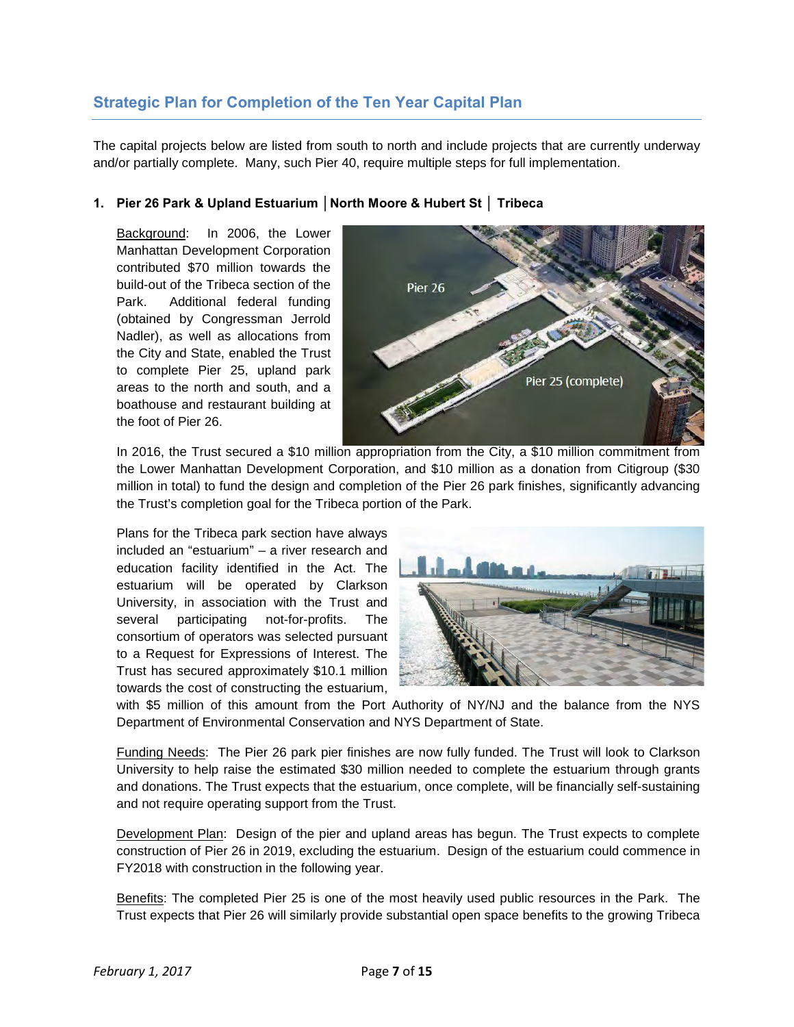## Strategic Plan for Completion of the Ten Year Capital Plan

The capital projects below are listed from south to north and include projects that are currently underway and/or partially complete. Many, such Pier 40, require multiple steps for full implementation.

### 1. Pier 26 Park & Upland Estuarium │North Moore & Hubert St │ Tribeca

Background: In 2006, the Lower Manhattan Development Corporation contributed $70 million towards the build-out of the Tribeca section of the Park. Additional federal funding (obtained by Congressman Jerrold Nadler), as well as allocations from the City and State, enabled the Trust to complete Pier 25, upland park areas to the north and south, and a boathouse and restaurant building at the foot of Pier 26.

In 2016, the Trust secured a $10 million appropriation from the City, a $10 million commitment from the Lower Manhattan Development Corporation, and $10 million as a donation from Citigroup ($30 million in total) to fund the design and completion of the Pier 26 park finishes, significantly advancing the Trust's completion goal for the Tribeca portion of the Park.

Plans for the Tribeca park section have always included an "estuarium" – a river research and education facility identified in the Act. The estuarium will be operated by Clarkson University, in association with the Trust and several participating not-for-profits. The consortium of operators was selected pursuant to a Request for Expressions of Interest. The Trust has secured approximately $10.1 million towards the cost of constructing the estuarium, with $5 million of this amount from the Port Authority of NY/NJ and the balance from the NYS Department of Environmental Conservation and NYS Department of State.

Funding Needs: The Pier 26 park pier finishes are now fully funded. The Trust will look to Clarkson University to help raise the estimated $30 million needed to complete the estuarium through grants and donations. The Trust expects that the estuarium, once complete, will be financially self-sustaining and not require operating support from the Trust.

Development Plan: Design of the pier and upland areas has begun. The Trust expects to complete construction of Pier 26 in 2019, excluding the estuarium. Design of the estuarium could commence in FY2018 with construction in the following year.

Benefits: The completed Pier 25 is one of the most heavily used public resources in the Park. The Trust expects that Pier 26 will similarly provide substantial open space benefits to the growing Tribeca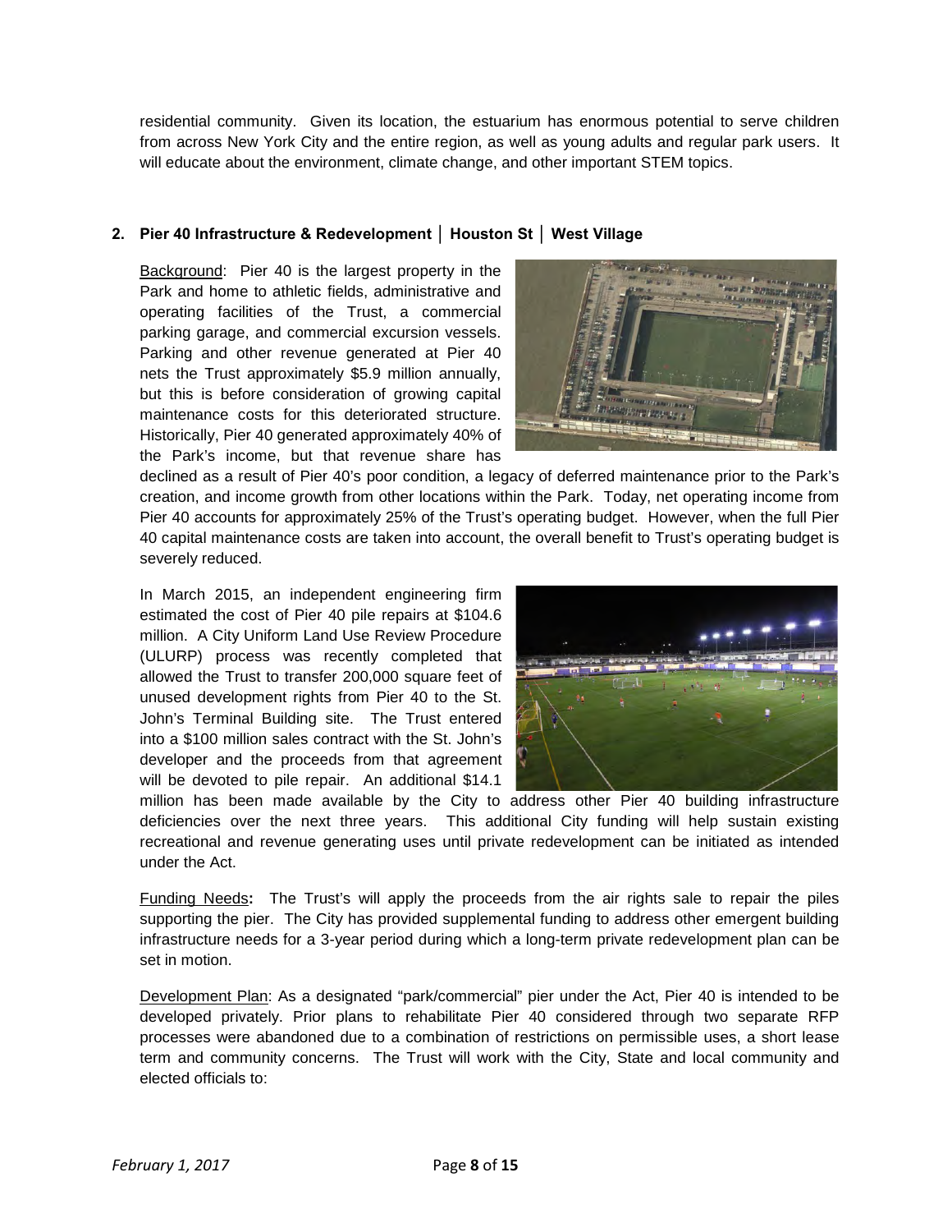residential community. Given its location, the estuarium has enormous potential to serve children from across New York City and the entire region, as well as young adults and regular park users. It will educate about the environment, climate change, and other important STEM topics.

**2. Pier 40 Infrastructure & Redevelopment │ Houston St │ West Village**

Background: Pier 40 is the largest property in the Park and home to athletic fields, administrative and operating facilities of the Trust, a commercial parking garage, and commercial excursion vessels. Parking and other revenue generated at Pier 40 nets the Trust approximately $5.9 million annually, but this is before consideration of growing capital maintenance costs for this deteriorated structure. Historically, Pier 40 generated approximately 40% of the Park's income, but that revenue share has declined as a result of Pier 40's poor condition, a legacy of deferred maintenance prior to the Park's creation, and income growth from other locations within the Park. Today, net operating income from Pier 40 accounts for approximately 25% of the Trust's operating budget. However, when the full Pier 40 capital maintenance costs are taken into account, the overall benefit to Trust's operating budget is severely reduced.

In March 2015, an independent engineering firm estimated the cost of Pier 40 pile repairs at $104.6 million. A City Uniform Land Use Review Procedure (ULURP) process was recently completed that allowed the Trust to transfer 200,000 square feet of unused development rights from Pier 40 to the St. John's Terminal Building site. The Trust entered into a $100 million sales contract with the St. John's developer and the proceeds from that agreement will be devoted to pile repair. An additional $14.1 million has been made available by the City to address other Pier 40 building infrastructure deficiencies over the next three years. This additional City funding will help sustain existing recreational and revenue generating uses until private redevelopment can be initiated as intended under the Act.

Funding Needs**:** The Trust's will apply the proceeds from the air rights sale to repair the piles supporting the pier. The City has provided supplemental funding to address other emergent building infrastructure needs for a 3-year period during which a long-term private redevelopment plan can be set in motion.

Development Plan: As a designated "park/commercial" pier under the Act, Pier 40 is intended to be developed privately. Prior plans to rehabilitate Pier 40 considered through two separate RFP processes were abandoned due to a combination of restrictions on permissible uses, a short lease term and community concerns. The Trust will work with the City, State and local community and elected officials to: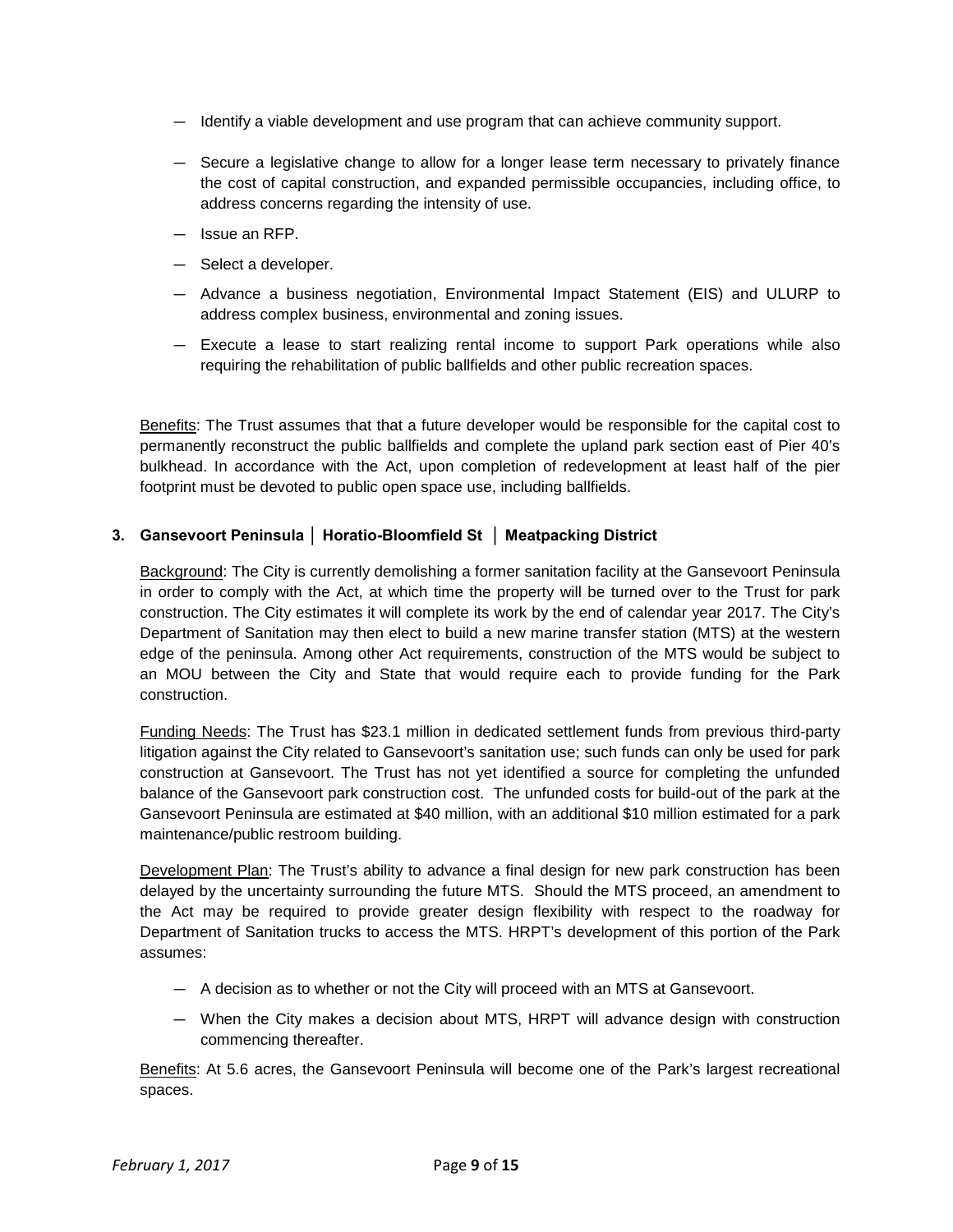- Identify a viable development and use program that can achieve community support.
- Secure a legislative change to allow for a longer lease term necessary to privately finance the cost of capital construction, and expanded permissible occupancies, including office, to address concerns regarding the intensity of use.
- Issue an RFP.
- Select a developer.
- Advance a business negotiation, Environmental Impact Statement (EIS) and ULURP to address complex business, environmental and zoning issues.
- Execute a lease to start realizing rental income to support Park operations while also requiring the rehabilitation of public ballfields and other public recreation spaces.

Benefits: The Trust assumes that that a future developer would be responsible for the capital cost to permanently reconstruct the public ballfields and complete the upland park section east of Pier 40's bulkhead. In accordance with the Act, upon completion of redevelopment at least half of the pier footprint must be devoted to public open space use, including ballfields.

### 3. Gansevoort Peninsula │ Horatio-Bloomfield St │ Meatpacking District

Background: The City is currently demolishing a former sanitation facility at the Gansevoort Peninsula in order to comply with the Act, at which time the property will be turned over to the Trust for park construction. The City estimates it will complete its work by the end of calendar year 2017. The City's Department of Sanitation may then elect to build a new marine transfer station (MTS) at the western edge of the peninsula. Among other Act requirements, construction of the MTS would be subject to an MOU between the City and State that would require each to provide funding for the Park construction.

Funding Needs: The Trust has $23.1 million in dedicated settlement funds from previous third-party litigation against the City related to Gansevoort's sanitation use; such funds can only be used for park construction at Gansevoort. The Trust has not yet identified a source for completing the unfunded balance of the Gansevoort park construction cost. The unfunded costs for build-out of the park at the Gansevoort Peninsula are estimated at $40 million, with an additional $10 million estimated for a park maintenance/public restroom building.

Development Plan: The Trust's ability to advance a final design for new park construction has been delayed by the uncertainty surrounding the future MTS. Should the MTS proceed, an amendment to the Act may be required to provide greater design flexibility with respect to the roadway for Department of Sanitation trucks to access the MTS. HRPT's development of this portion of the Park assumes:

- A decision as to whether or not the City will proceed with an MTS at Gansevoort.
- When the City makes a decision about MTS, HRPT will advance design with construction commencing thereafter.

Benefits: At 5.6 acres, the Gansevoort Peninsula will become one of the Park's largest recreational spaces.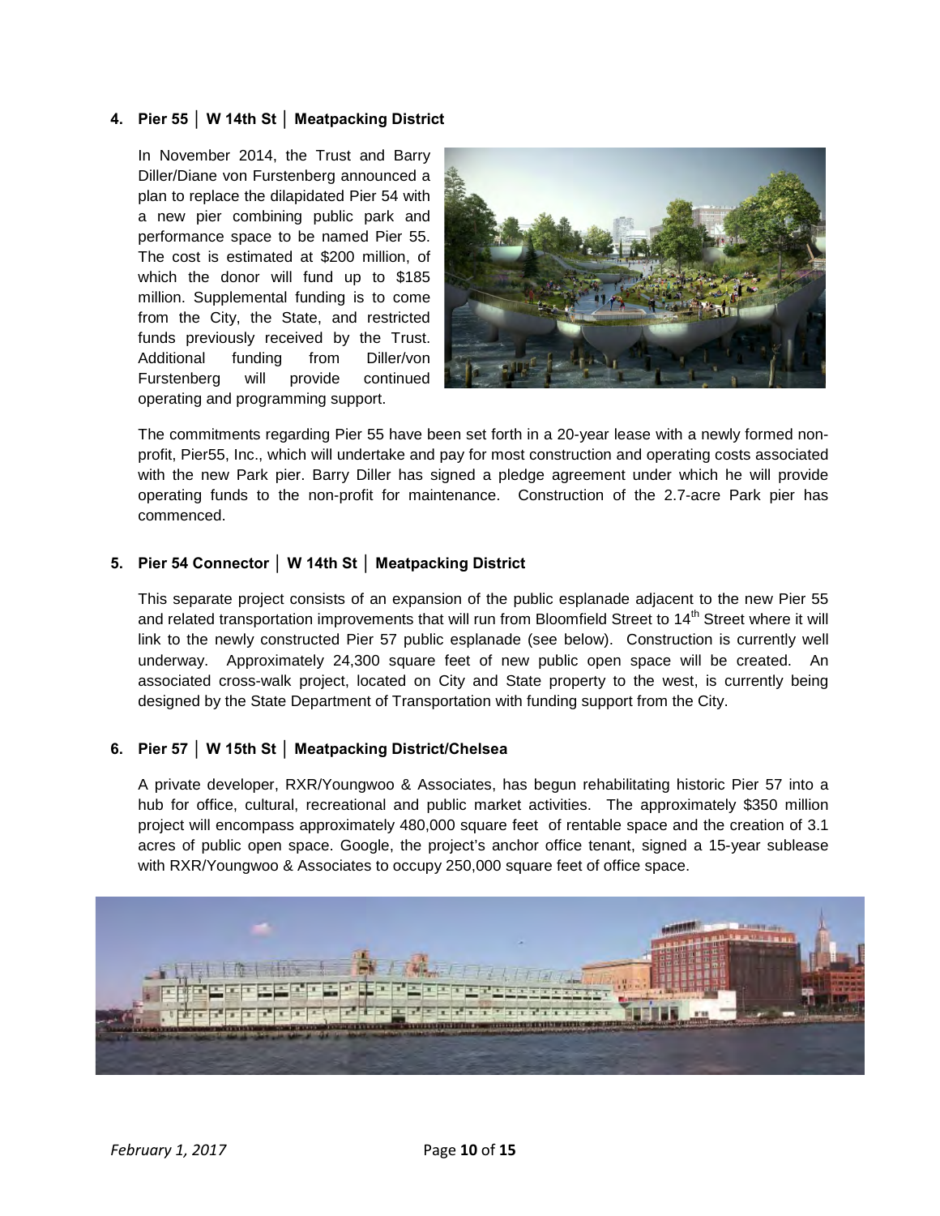**4. Pier 55 │ W 14th St │ Meatpacking District**

In November 2014, the Trust and Barry Diller/Diane von Furstenberg announced a plan to replace the dilapidated Pier 54 with a new pier combining public park and performance space to be named Pier 55. The cost is estimated at $200 million, of which the donor will fund up to $185 million. Supplemental funding is to come from the City, the State, and restricted funds previously received by the Trust. Additional funding from Diller/von Furstenberg will provide continued operating and programming support.

The commitments regarding Pier 55 have been set forth in a 20-year lease with a newly formed non-profit, Pier55, Inc., which will undertake and pay for most construction and operating costs associated with the new Park pier. Barry Diller has signed a pledge agreement under which he will provide operating funds to the non-profit for maintenance. Construction of the 2.7-acre Park pier has commenced.

**5. Pier 54 Connector │ W 14th St │ Meatpacking District**

This separate project consists of an expansion of the public esplanade adjacent to the new Pier 55 and related transportation improvements that will run from Bloomfield Street to 14th Street where it will link to the newly constructed Pier 57 public esplanade (see below). Construction is currently well underway. Approximately 24,300 square feet of new public open space will be created. An associated cross-walk project, located on City and State property to the west, is currently being designed by the State Department of Transportation with funding support from the City.

**6. Pier 57 │ W 15th St │ Meatpacking District/Chelsea**

A private developer, RXR/Youngwoo & Associates, has begun rehabilitating historic Pier 57 into a hub for office, cultural, recreational and public market activities. The approximately $350 million project will encompass approximately 480,000 square feet of rentable space and the creation of 3.1 acres of public open space. Google, the project's anchor office tenant, signed a 15-year sublease with RXR/Youngwoo & Associates to occupy 250,000 square feet of office space.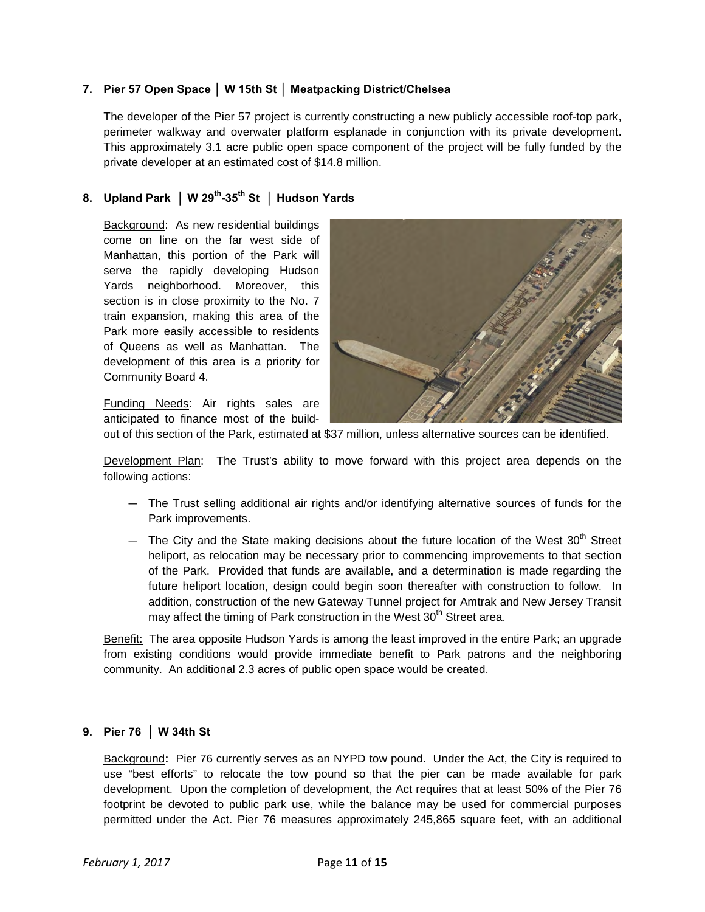**7. Pier 57 Open Space │ W 15th St │ Meatpacking District/Chelsea**

The developer of the Pier 57 project is currently constructing a new publicly accessible roof-top park, perimeter walkway and overwater platform esplanade in conjunction with its private development. This approximately 3.1 acre public open space component of the project will be fully funded by the private developer at an estimated cost of $14.8 million.

**8. Upland Park │ W 29th-35th St │ Hudson Yards**

Background: As new residential buildings come on line on the far west side of Manhattan, this portion of the Park will serve the rapidly developing Hudson Yards neighborhood. Moreover, this section is in close proximity to the No. 7 train expansion, making this area of the Park more easily accessible to residents of Queens as well as Manhattan. The development of this area is a priority for Community Board 4.

Funding Needs: Air rights sales are anticipated to finance most of the build-out of this section of the Park, estimated at $37 million, unless alternative sources can be identified.

Development Plan: The Trust's ability to move forward with this project area depends on the following actions:

- The Trust selling additional air rights and/or identifying alternative sources of funds for the Park improvements.
- The City and the State making decisions about the future location of the West 30th Street heliport, as relocation may be necessary prior to commencing improvements to that section of the Park. Provided that funds are available, and a determination is made regarding the future heliport location, design could begin soon thereafter with construction to follow. In addition, construction of the new Gateway Tunnel project for Amtrak and New Jersey Transit may affect the timing of Park construction in the West 30th Street area.

Benefit: The area opposite Hudson Yards is among the least improved in the entire Park; an upgrade from existing conditions would provide immediate benefit to Park patrons and the neighboring community. An additional 2.3 acres of public open space would be created.

**9. Pier 76 │ W 34th St**

Background: Pier 76 currently serves as an NYPD tow pound. Under the Act, the City is required to use "best efforts" to relocate the tow pound so that the pier can be made available for park development. Upon the completion of development, the Act requires that at least 50% of the Pier 76 footprint be devoted to public park use, while the balance may be used for commercial purposes permitted under the Act. Pier 76 measures approximately 245,865 square feet, with an additional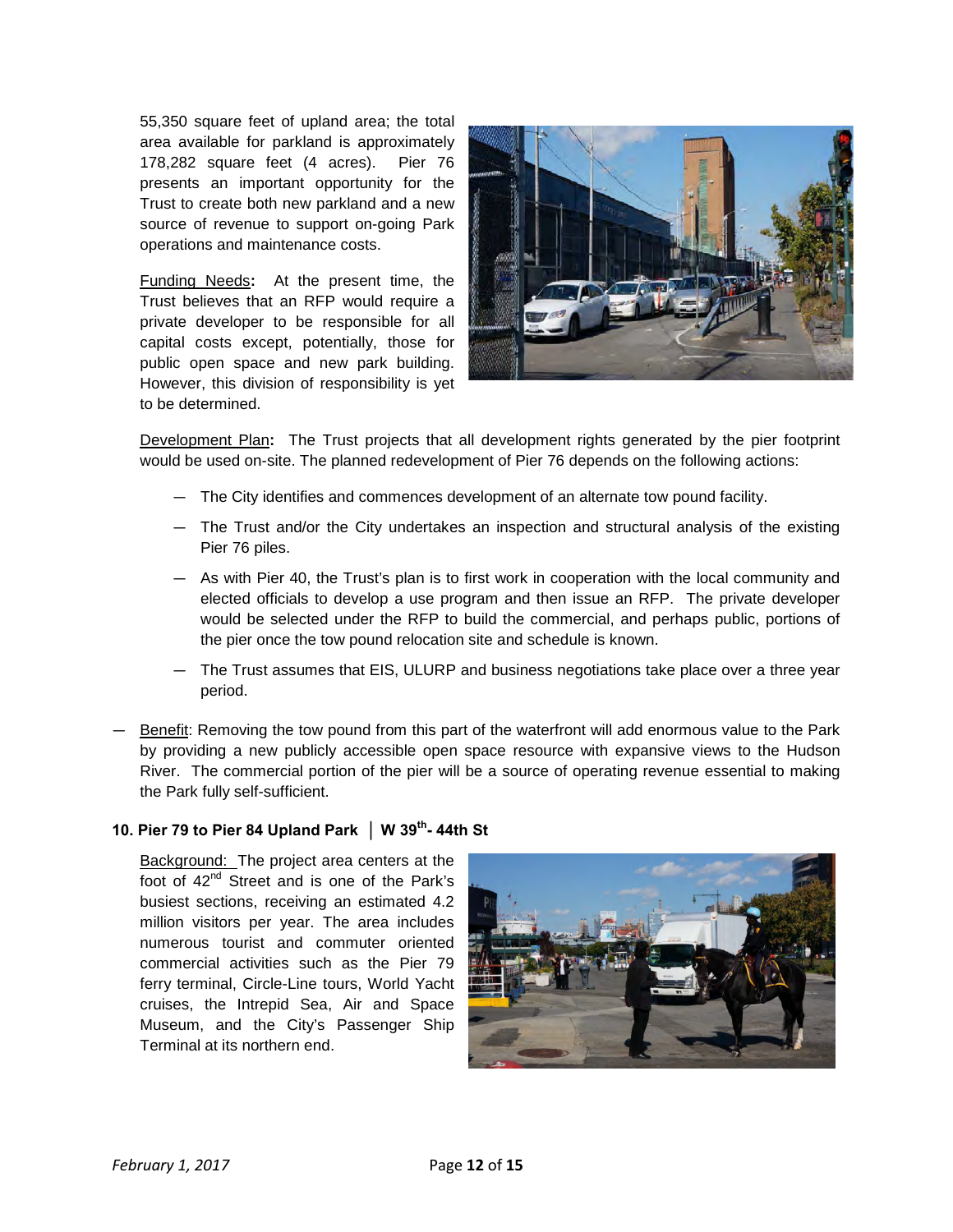55,350 square feet of upland area; the total area available for parkland is approximately 178,282 square feet (4 acres). Pier 76 presents an important opportunity for the Trust to create both new parkland and a new source of revenue to support on-going Park operations and maintenance costs.

Funding Needs**:** At the present time, the Trust believes that an RFP would require a private developer to be responsible for all capital costs except, potentially, those for public open space and new park building. However, this division of responsibility is yet to be determined.

Development Plan**:** The Trust projects that all development rights generated by the pier footprint would be used on-site. The planned redevelopment of Pier 76 depends on the following actions:

- The City identifies and commences development of an alternate tow pound facility.
- The Trust and/or the City undertakes an inspection and structural analysis of the existing Pier 76 piles.
- As with Pier 40, the Trust's plan is to first work in cooperation with the local community and elected officials to develop a use program and then issue an RFP. The private developer would be selected under the RFP to build the commercial, and perhaps public, portions of the pier once the tow pound relocation site and schedule is known.
- The Trust assumes that EIS, ULURP and business negotiations take place over a three year period.

- Benefit: Removing the tow pound from this part of the waterfront will add enormous value to the Park by providing a new publicly accessible open space resource with expansive views to the Hudson River. The commercial portion of the pier will be a source of operating revenue essential to making the Park fully self-sufficient.

### 10. Pier 79 to Pier 84 Upland Park │ W 39th- 44th St

Background: The project area centers at the foot of 42nd Street and is one of the Park's busiest sections, receiving an estimated 4.2 million visitors per year. The area includes numerous tourist and commuter oriented commercial activities such as the Pier 79 ferry terminal, Circle-Line tours, World Yacht cruises, the Intrepid Sea, Air and Space Museum, and the City's Passenger Ship Terminal at its northern end.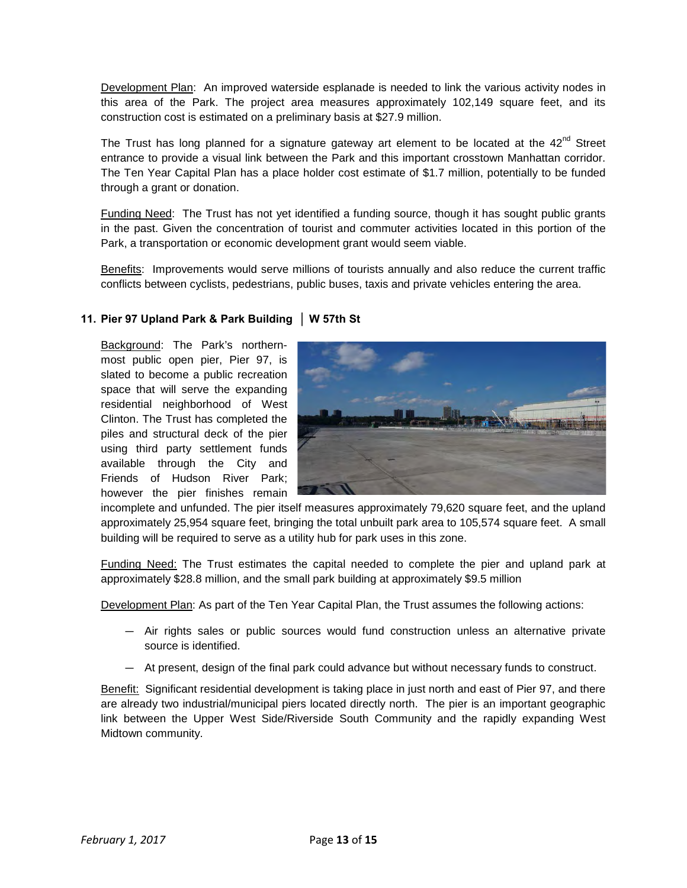Development Plan: An improved waterside esplanade is needed to link the various activity nodes in this area of the Park. The project area measures approximately 102,149 square feet, and its construction cost is estimated on a preliminary basis at $27.9 million.

The Trust has long planned for a signature gateway art element to be located at the 42nd Street entrance to provide a visual link between the Park and this important crosstown Manhattan corridor. The Ten Year Capital Plan has a place holder cost estimate of $1.7 million, potentially to be funded through a grant or donation.

Funding Need: The Trust has not yet identified a funding source, though it has sought public grants in the past. Given the concentration of tourist and commuter activities located in this portion of the Park, a transportation or economic development grant would seem viable.

Benefits: Improvements would serve millions of tourists annually and also reduce the current traffic conflicts between cyclists, pedestrians, public buses, taxis and private vehicles entering the area.

### 11. Pier 97 Upland Park & Park Building │ W 57th St

Background: The Park's northernmost public open pier, Pier 97, is slated to become a public recreation space that will serve the expanding residential neighborhood of West Clinton. The Trust has completed the piles and structural deck of the pier using third party settlement funds available through the City and Friends of Hudson River Park; however the pier finishes remain incomplete and unfunded. The pier itself measures approximately 79,620 square feet, and the upland approximately 25,954 square feet, bringing the total unbuilt park area to 105,574 square feet. A small building will be required to serve as a utility hub for park uses in this zone.

Funding Need: The Trust estimates the capital needed to complete the pier and upland park at approximately $28.8 million, and the small park building at approximately $9.5 million

Development Plan: As part of the Ten Year Capital Plan, the Trust assumes the following actions:

- Air rights sales or public sources would fund construction unless an alternative private source is identified.
- At present, design of the final park could advance but without necessary funds to construct.

Benefit: Significant residential development is taking place in just north and east of Pier 97, and there are already two industrial/municipal piers located directly north. The pier is an important geographic link between the Upper West Side/Riverside South Community and the rapidly expanding West Midtown community.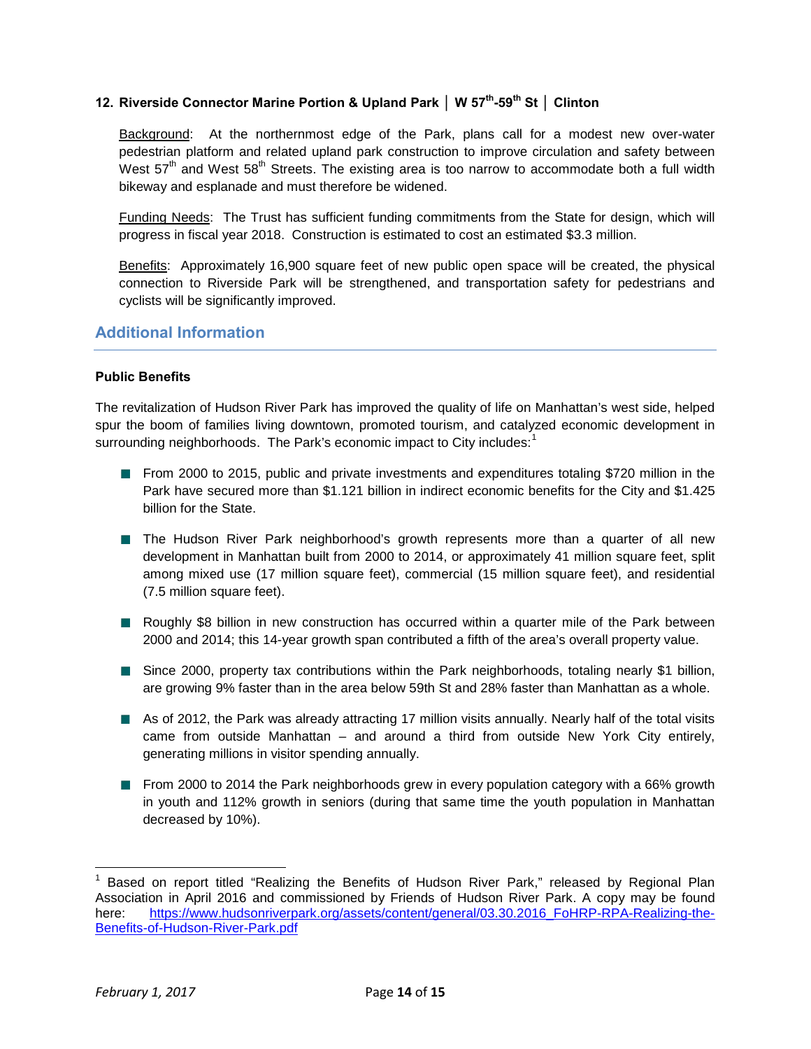### 12. Riverside Connector Marine Portion & Upland Park │ W 57th-59th St │ Clinton

Background: At the northernmost edge of the Park, plans call for a modest new over-water pedestrian platform and related upland park construction to improve circulation and safety between West 57th and West 58th Streets. The existing area is too narrow to accommodate both a full width bikeway and esplanade and must therefore be widened.

Funding Needs: The Trust has sufficient funding commitments from the State for design, which will progress in fiscal year 2018. Construction is estimated to cost an estimated $3.3 million.

Benefits: Approximately 16,900 square feet of new public open space will be created, the physical connection to Riverside Park will be strengthened, and transportation safety for pedestrians and cyclists will be significantly improved.

## Additional Information

**Public Benefits**

The revitalization of Hudson River Park has improved the quality of life on Manhattan's west side, helped spur the boom of families living downtown, promoted tourism, and catalyzed economic development in surrounding neighborhoods. The Park's economic impact to City includes:[1]

- From 2000 to 2015, public and private investments and expenditures totaling $720 million in the Park have secured more than $1.121 billion in indirect economic benefits for the City and $1.425 billion for the State.
- The Hudson River Park neighborhood's growth represents more than a quarter of all new development in Manhattan built from 2000 to 2014, or approximately 41 million square feet, split among mixed use (17 million square feet), commercial (15 million square feet), and residential (7.5 million square feet).
- Roughly $8 billion in new construction has occurred within a quarter mile of the Park between 2000 and 2014; this 14-year growth span contributed a fifth of the area's overall property value.
- Since 2000, property tax contributions within the Park neighborhoods, totaling nearly $1 billion, are growing 9% faster than in the area below 59th St and 28% faster than Manhattan as a whole.
- As of 2012, the Park was already attracting 17 million visits annually. Nearly half of the total visits came from outside Manhattan – and around a third from outside New York City entirely, generating millions in visitor spending annually.
- From 2000 to 2014 the Park neighborhoods grew in every population category with a 66% growth in youth and 112% growth in seniors (during that same time the youth population in Manhattan decreased by 10%).

---

[1] Based on report titled "Realizing the Benefits of Hudson River Park," released by Regional Plan Association in April 2016 and commissioned by Friends of Hudson River Park. A copy may be found here: https://www.hudsonriverpark.org/assets/content/general/03.30.2016_FoHRP-RPA-Realizing-the-Benefits-of-Hudson-River-Park.pdf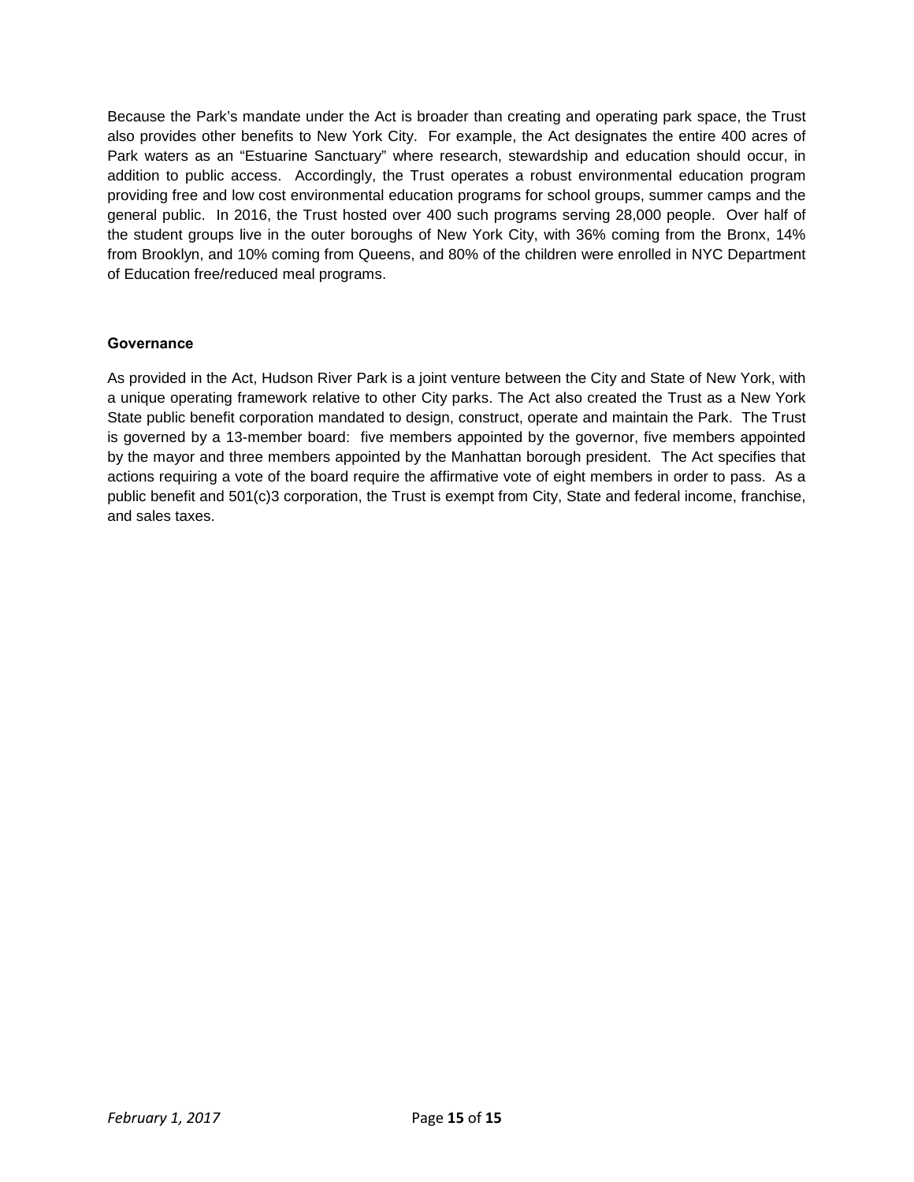Because the Park's mandate under the Act is broader than creating and operating park space, the Trust also provides other benefits to New York City. For example, the Act designates the entire 400 acres of Park waters as an "Estuarine Sanctuary" where research, stewardship and education should occur, in addition to public access. Accordingly, the Trust operates a robust environmental education program providing free and low cost environmental education programs for school groups, summer camps and the general public. In 2016, the Trust hosted over 400 such programs serving 28,000 people. Over half of the student groups live in the outer boroughs of New York City, with 36% coming from the Bronx, 14% from Brooklyn, and 10% coming from Queens, and 80% of the children were enrolled in NYC Department of Education free/reduced meal programs.

**Governance**

As provided in the Act, Hudson River Park is a joint venture between the City and State of New York, with a unique operating framework relative to other City parks. The Act also created the Trust as a New York State public benefit corporation mandated to design, construct, operate and maintain the Park. The Trust is governed by a 13-member board: five members appointed by the governor, five members appointed by the mayor and three members appointed by the Manhattan borough president. The Act specifies that actions requiring a vote of the board require the affirmative vote of eight members in order to pass. As a public benefit and 501(c)3 corporation, the Trust is exempt from City, State and federal income, franchise, and sales taxes.